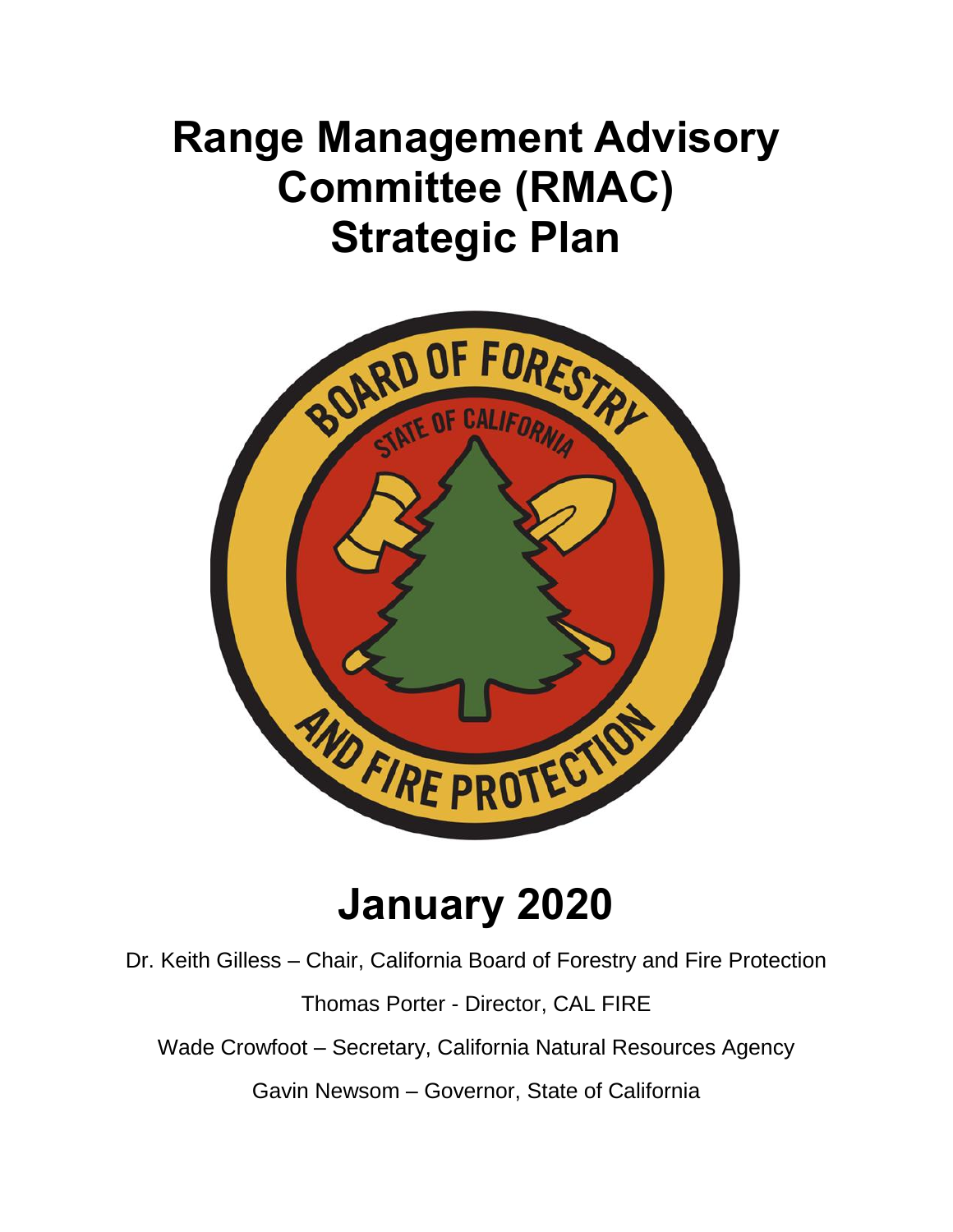# Range Management Advisory Committee (RMAC) Strategic Plan

# January 2020

Dr. Keith Gilless – Chair, California Board of Forestry and Fire Protection

Thomas Porter - Director, CAL FIRE

Wade Crowfoot – Secretary, California Natural Resources Agency

Gavin Newsom – Governor, State of California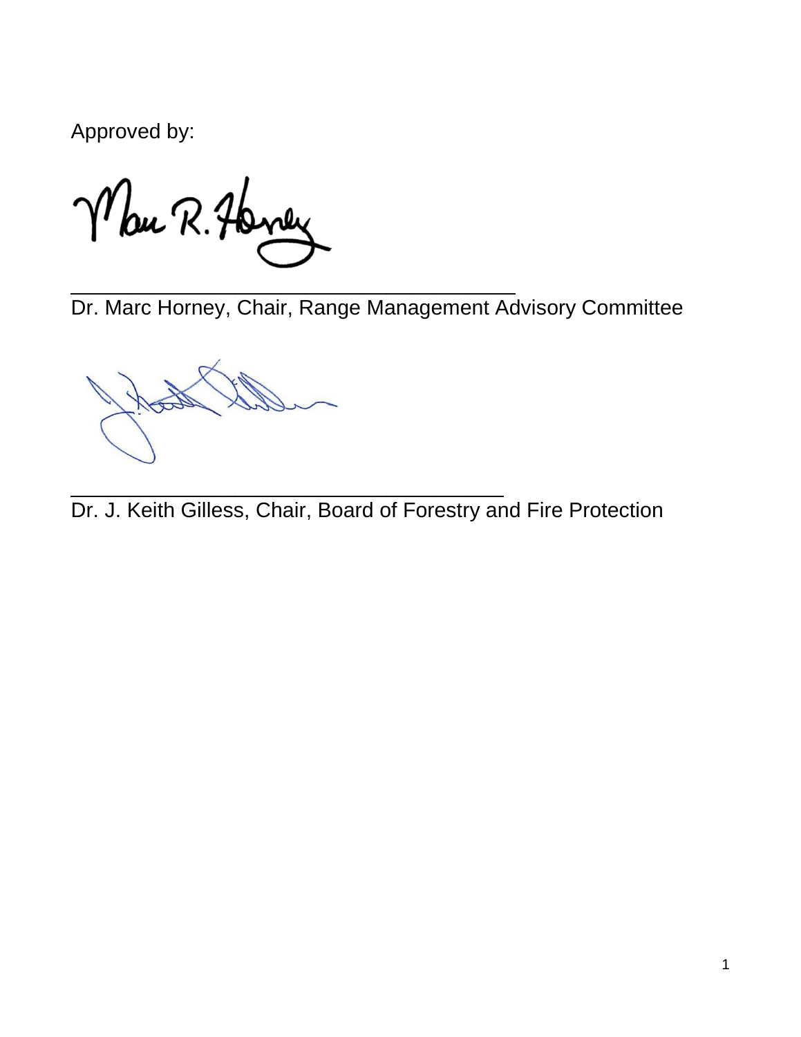Approved by:

\_\_\_\_\_\_\_\_\_\_\_\_\_\_\_\_\_\_\_\_\_\_\_\_\_\_\_\_\_\_\_\_\_\_\_\_\_\_\_\_

Dr. Marc Horney, Chair, Range Management Advisory Committee

\_\_\_\_\_\_\_\_\_\_\_\_\_\_\_\_\_\_\_\_\_\_\_\_\_\_\_\_\_\_\_\_\_\_\_\_\_\_\_\_

Dr. J. Keith Gilless, Chair, Board of Forestry and Fire Protection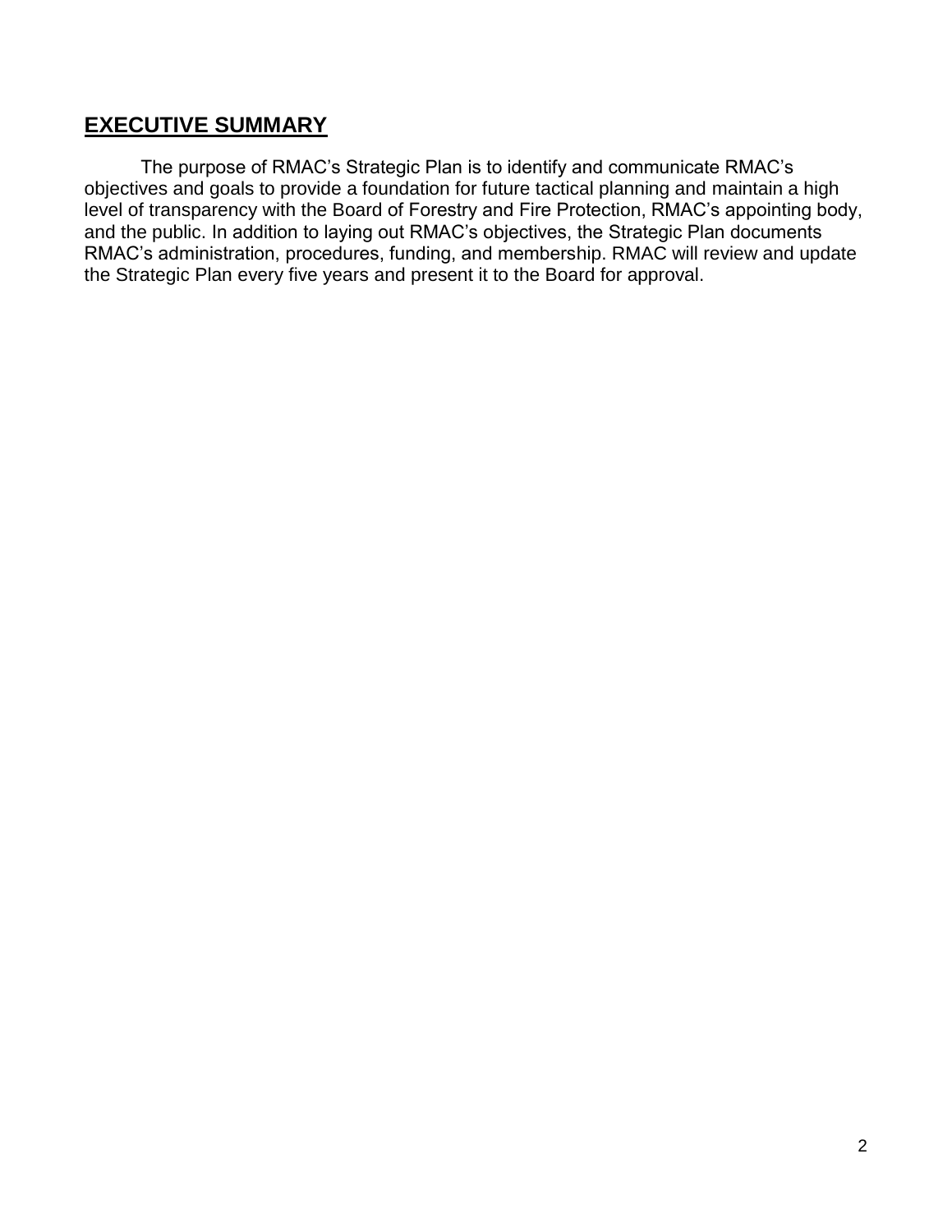## **EXECUTIVE SUMMARY**

The purpose of RMAC's Strategic Plan is to identify and communicate RMAC's objectives and goals to provide a foundation for future tactical planning and maintain a high level of transparency with the Board of Forestry and Fire Protection, RMAC's appointing body, and the public. In addition to laying out RMAC's objectives, the Strategic Plan documents RMAC's administration, procedures, funding, and membership. RMAC will review and update the Strategic Plan every five years and present it to the Board for approval.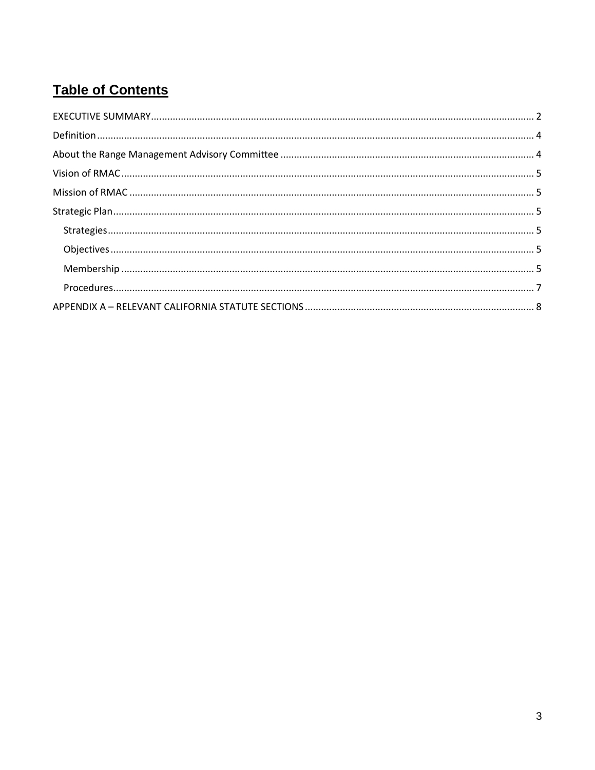## Table of Contents

EXECUTIVE SUMMARY ........ 2

Definition ........ 4

About the Range Management Advisory Committee ........ 4

Vision of RMAC ........ 5

Mission of RMAC ........ 5

Strategic Plan ........ 5

- Strategies ........ 5
- Objectives ........ 5
- Membership ........ 5
- Procedures ........ 7

APPENDIX A – RELEVANT CALIFORNIA STATUTE SECTIONS ........ 8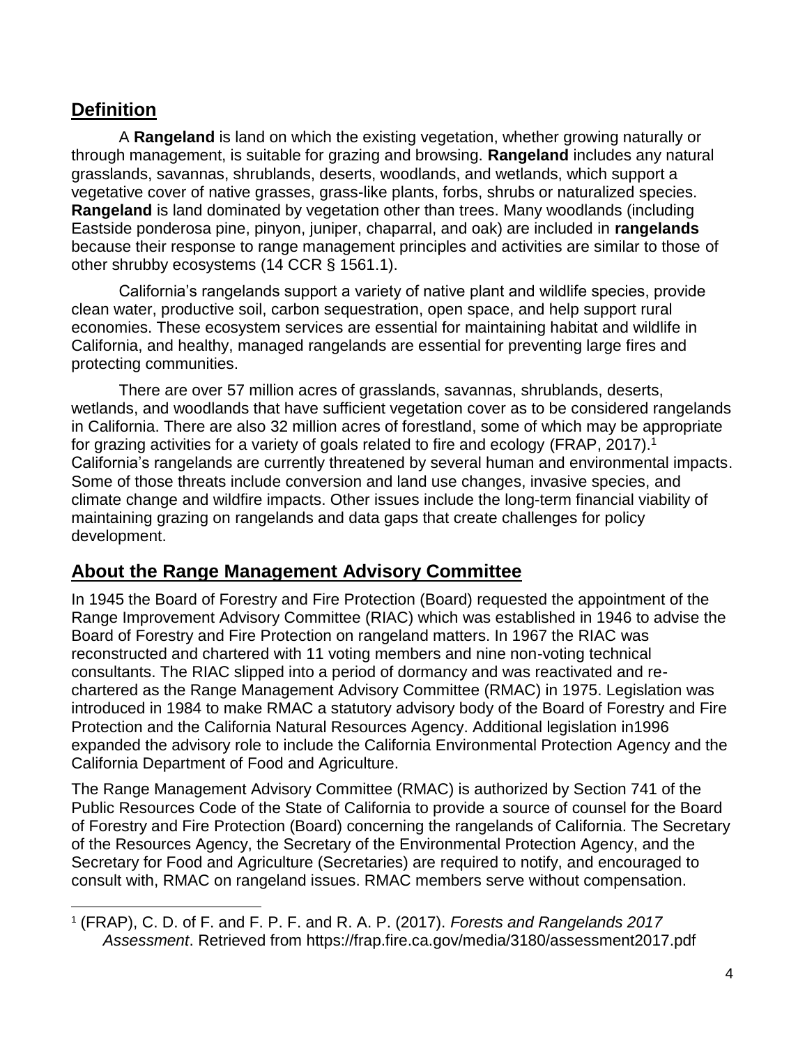## Definition

A **Rangeland** is land on which the existing vegetation, whether growing naturally or through management, is suitable for grazing and browsing. **Rangeland** includes any natural grasslands, savannas, shrublands, deserts, woodlands, and wetlands, which support a vegetative cover of native grasses, grass-like plants, forbs, shrubs or naturalized species. **Rangeland** is land dominated by vegetation other than trees. Many woodlands (including Eastside ponderosa pine, pinyon, juniper, chaparral, and oak) are included in **rangelands** because their response to range management principles and activities are similar to those of other shrubby ecosystems (14 CCR § 1561.1).

California's rangelands support a variety of native plant and wildlife species, provide clean water, productive soil, carbon sequestration, open space, and help support rural economies. These ecosystem services are essential for maintaining habitat and wildlife in California, and healthy, managed rangelands are essential for preventing large fires and protecting communities.

There are over 57 million acres of grasslands, savannas, shrublands, deserts, wetlands, and woodlands that have sufficient vegetation cover as to be considered rangelands in California. There are also 32 million acres of forestland, some of which may be appropriate for grazing activities for a variety of goals related to fire and ecology (FRAP, 2017).[1] California's rangelands are currently threatened by several human and environmental impacts. Some of those threats include conversion and land use changes, invasive species, and climate change and wildfire impacts. Other issues include the long-term financial viability of maintaining grazing on rangelands and data gaps that create challenges for policy development.

## About the Range Management Advisory Committee

In 1945 the Board of Forestry and Fire Protection (Board) requested the appointment of the Range Improvement Advisory Committee (RIAC) which was established in 1946 to advise the Board of Forestry and Fire Protection on rangeland matters. In 1967 the RIAC was reconstructed and chartered with 11 voting members and nine non-voting technical consultants. The RIAC slipped into a period of dormancy and was reactivated and re-chartered as the Range Management Advisory Committee (RMAC) in 1975. Legislation was introduced in 1984 to make RMAC a statutory advisory body of the Board of Forestry and Fire Protection and the California Natural Resources Agency. Additional legislation in1996 expanded the advisory role to include the California Environmental Protection Agency and the California Department of Food and Agriculture.

The Range Management Advisory Committee (RMAC) is authorized by Section 741 of the Public Resources Code of the State of California to provide a source of counsel for the Board of Forestry and Fire Protection (Board) concerning the rangelands of California. The Secretary of the Resources Agency, the Secretary of the Environmental Protection Agency, and the Secretary for Food and Agriculture (Secretaries) are required to notify, and encouraged to consult with, RMAC on rangeland issues. RMAC members serve without compensation.

[1] (FRAP), C. D. of F. and F. P. F. and R. A. P. (2017). *Forests and Rangelands 2017 Assessment*. Retrieved from https://frap.fire.ca.gov/media/3180/assessment2017.pdf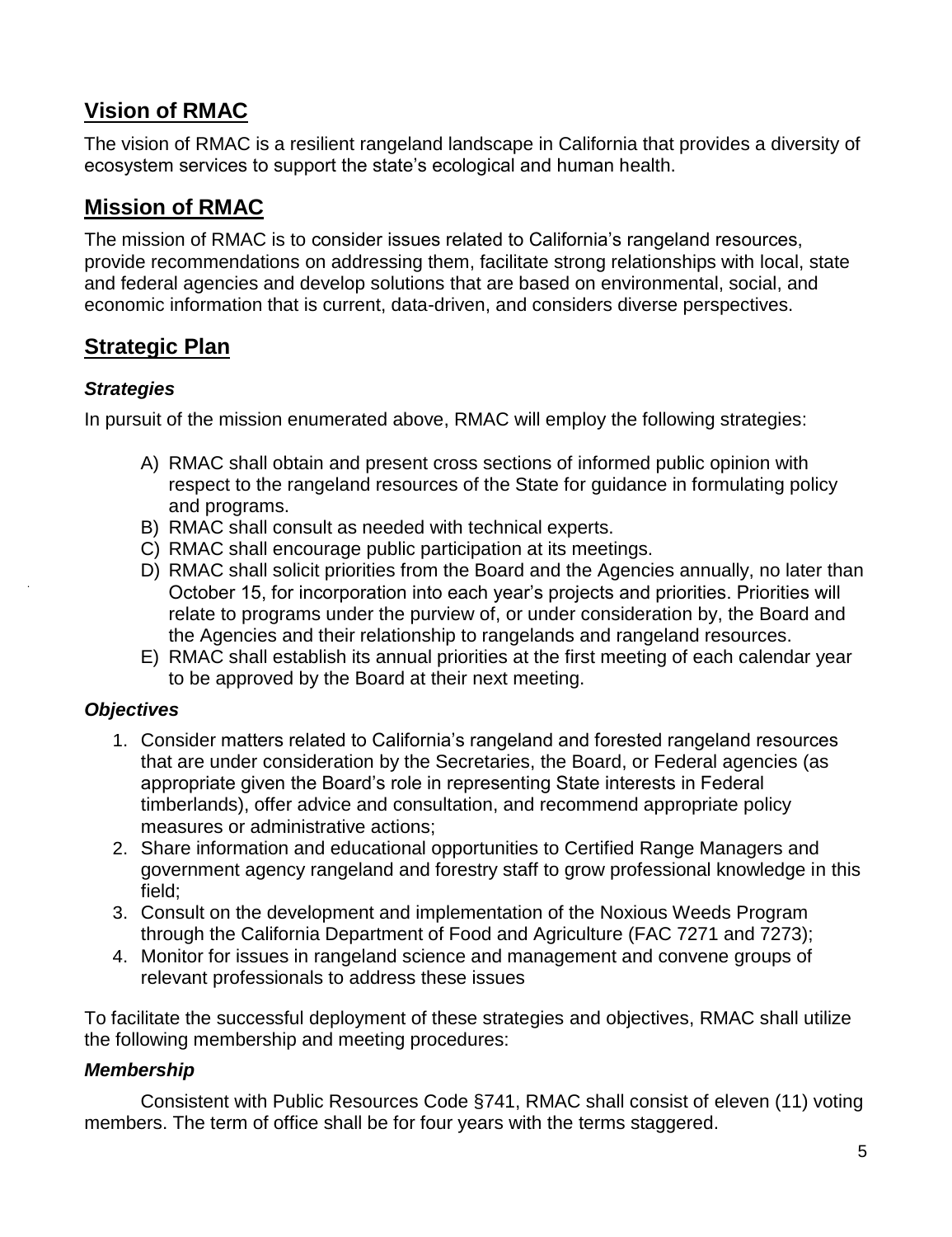## Vision of RMAC

The vision of RMAC is a resilient rangeland landscape in California that provides a diversity of ecosystem services to support the state's ecological and human health.

## Mission of RMAC

The mission of RMAC is to consider issues related to California's rangeland resources, provide recommendations on addressing them, facilitate strong relationships with local, state and federal agencies and develop solutions that are based on environmental, social, and economic information that is current, data-driven, and considers diverse perspectives.

## Strategic Plan

### *Strategies*

In pursuit of the mission enumerated above, RMAC will employ the following strategies:

A) RMAC shall obtain and present cross sections of informed public opinion with respect to the rangeland resources of the State for guidance in formulating policy and programs.
B) RMAC shall consult as needed with technical experts.
C) RMAC shall encourage public participation at its meetings.
D) RMAC shall solicit priorities from the Board and the Agencies annually, no later than October 15, for incorporation into each year's projects and priorities. Priorities will relate to programs under the purview of, or under consideration by, the Board and the Agencies and their relationship to rangelands and rangeland resources.
E) RMAC shall establish its annual priorities at the first meeting of each calendar year to be approved by the Board at their next meeting.

### *Objectives*

1. Consider matters related to California's rangeland and forested rangeland resources that are under consideration by the Secretaries, the Board, or Federal agencies (as appropriate given the Board's role in representing State interests in Federal timberlands), offer advice and consultation, and recommend appropriate policy measures or administrative actions;
2. Share information and educational opportunities to Certified Range Managers and government agency rangeland and forestry staff to grow professional knowledge in this field;
3. Consult on the development and implementation of the Noxious Weeds Program through the California Department of Food and Agriculture (FAC 7271 and 7273);
4. Monitor for issues in rangeland science and management and convene groups of relevant professionals to address these issues

To facilitate the successful deployment of these strategies and objectives, RMAC shall utilize the following membership and meeting procedures:

### *Membership*

Consistent with Public Resources Code §741, RMAC shall consist of eleven (11) voting members. The term of office shall be for four years with the terms staggered.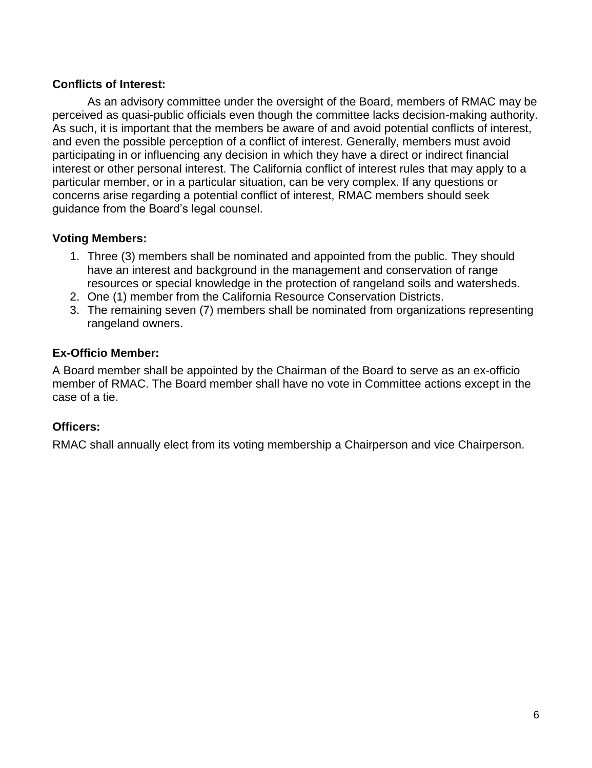**Conflicts of Interest:**

As an advisory committee under the oversight of the Board, members of RMAC may be perceived as quasi-public officials even though the committee lacks decision-making authority. As such, it is important that the members be aware of and avoid potential conflicts of interest, and even the possible perception of a conflict of interest. Generally, members must avoid participating in or influencing any decision in which they have a direct or indirect financial interest or other personal interest. The California conflict of interest rules that may apply to a particular member, or in a particular situation, can be very complex. If any questions or concerns arise regarding a potential conflict of interest, RMAC members should seek guidance from the Board's legal counsel.

**Voting Members:**

1. Three (3) members shall be nominated and appointed from the public. They should have an interest and background in the management and conservation of range resources or special knowledge in the protection of rangeland soils and watersheds.
2. One (1) member from the California Resource Conservation Districts.
3. The remaining seven (7) members shall be nominated from organizations representing rangeland owners.

**Ex-Officio Member:**

A Board member shall be appointed by the Chairman of the Board to serve as an ex-officio member of RMAC. The Board member shall have no vote in Committee actions except in the case of a tie.

**Officers:**

RMAC shall annually elect from its voting membership a Chairperson and vice Chairperson.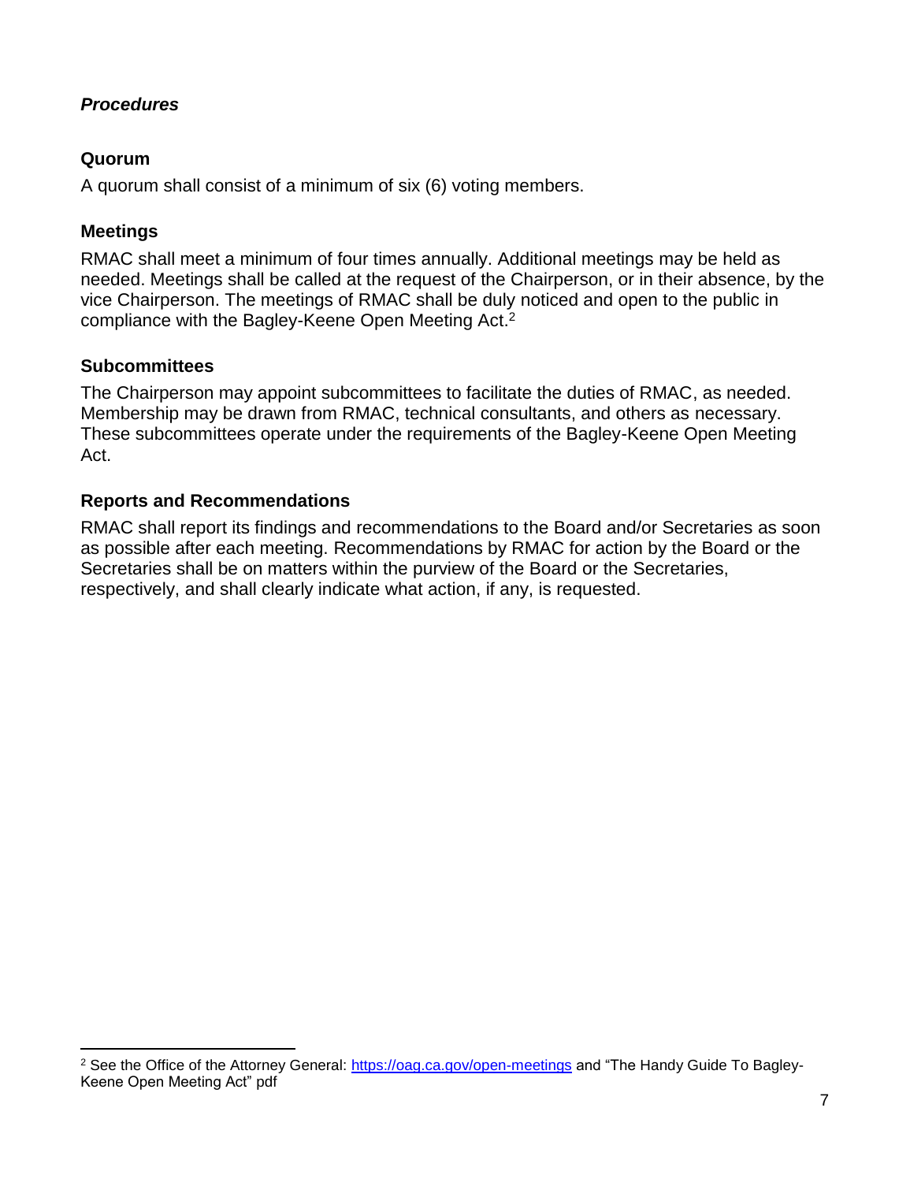### *Procedures*

#### Quorum

A quorum shall consist of a minimum of six (6) voting members.

#### Meetings

RMAC shall meet a minimum of four times annually. Additional meetings may be held as needed. Meetings shall be called at the request of the Chairperson, or in their absence, by the vice Chairperson. The meetings of RMAC shall be duly noticed and open to the public in compliance with the Bagley-Keene Open Meeting Act.[2]

#### Subcommittees

The Chairperson may appoint subcommittees to facilitate the duties of RMAC, as needed. Membership may be drawn from RMAC, technical consultants, and others as necessary. These subcommittees operate under the requirements of the Bagley-Keene Open Meeting Act.

#### Reports and Recommendations

RMAC shall report its findings and recommendations to the Board and/or Secretaries as soon as possible after each meeting. Recommendations by RMAC for action by the Board or the Secretaries shall be on matters within the purview of the Board or the Secretaries, respectively, and shall clearly indicate what action, if any, is requested.

---

[2] See the Office of the Attorney General: [https://oag.ca.gov/open-meetings](https://oag.ca.gov/open-meetings) and "The Handy Guide To Bagley-Keene Open Meeting Act" pdf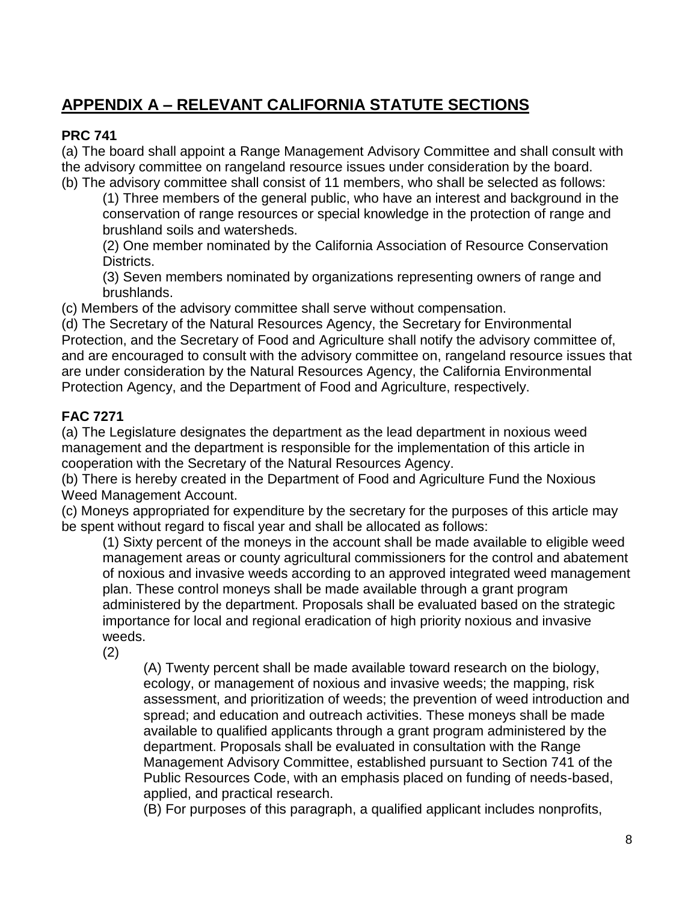## APPENDIX A – RELEVANT CALIFORNIA STATUTE SECTIONS

### PRC 741

(a) The board shall appoint a Range Management Advisory Committee and shall consult with the advisory committee on rangeland resource issues under consideration by the board.

(b) The advisory committee shall consist of 11 members, who shall be selected as follows:

> (1) Three members of the general public, who have an interest and background in the conservation of range resources or special knowledge in the protection of range and brushland soils and watersheds.
>
> (2) One member nominated by the California Association of Resource Conservation Districts.
>
> (3) Seven members nominated by organizations representing owners of range and brushlands.

(c) Members of the advisory committee shall serve without compensation.

(d) The Secretary of the Natural Resources Agency, the Secretary for Environmental Protection, and the Secretary of Food and Agriculture shall notify the advisory committee of, and are encouraged to consult with the advisory committee on, rangeland resource issues that are under consideration by the Natural Resources Agency, the California Environmental Protection Agency, and the Department of Food and Agriculture, respectively.

### FAC 7271

(a) The Legislature designates the department as the lead department in noxious weed management and the department is responsible for the implementation of this article in cooperation with the Secretary of the Natural Resources Agency.

(b) There is hereby created in the Department of Food and Agriculture Fund the Noxious Weed Management Account.

(c) Moneys appropriated for expenditure by the secretary for the purposes of this article may be spent without regard to fiscal year and shall be allocated as follows:

> (1) Sixty percent of the moneys in the account shall be made available to eligible weed management areas or county agricultural commissioners for the control and abatement of noxious and invasive weeds according to an approved integrated weed management plan. These control moneys shall be made available through a grant program administered by the department. Proposals shall be evaluated based on the strategic importance for local and regional eradication of high priority noxious and invasive weeds.
>
> (2)
>
> > (A) Twenty percent shall be made available toward research on the biology, ecology, or management of noxious and invasive weeds; the mapping, risk assessment, and prioritization of weeds; the prevention of weed introduction and spread; and education and outreach activities. These moneys shall be made available to qualified applicants through a grant program administered by the department. Proposals shall be evaluated in consultation with the Range Management Advisory Committee, established pursuant to Section 741 of the Public Resources Code, with an emphasis placed on funding of needs-based, applied, and practical research.
> >
> > (B) For purposes of this paragraph, a qualified applicant includes nonprofits,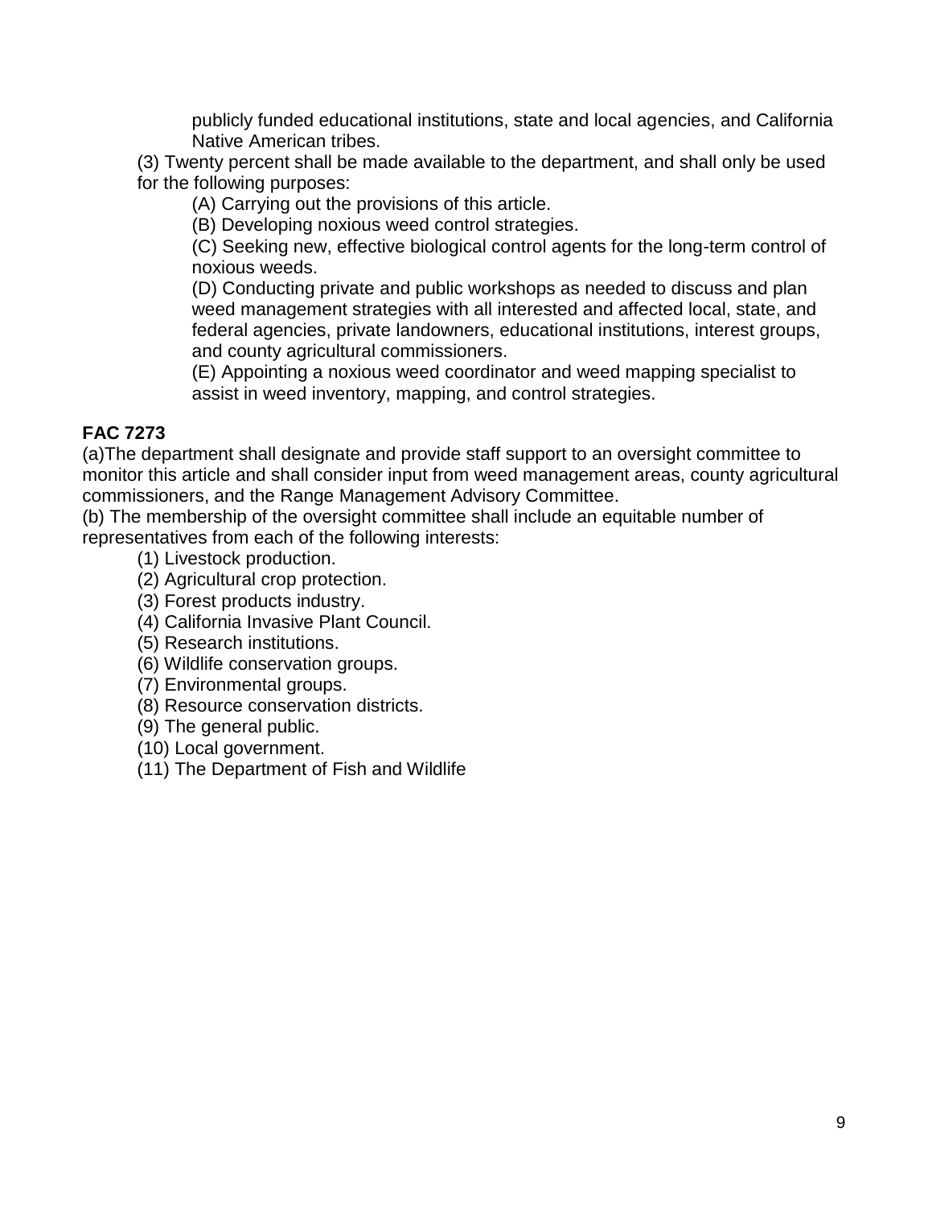publicly funded educational institutions, state and local agencies, and California Native American tribes.

(3) Twenty percent shall be made available to the department, and shall only be used for the following purposes:

(A) Carrying out the provisions of this article.

(B) Developing noxious weed control strategies.

(C) Seeking new, effective biological control agents for the long-term control of noxious weeds.

(D) Conducting private and public workshops as needed to discuss and plan weed management strategies with all interested and affected local, state, and federal agencies, private landowners, educational institutions, interest groups, and county agricultural commissioners.

(E) Appointing a noxious weed coordinator and weed mapping specialist to assist in weed inventory, mapping, and control strategies.

**FAC 7273**

(a)The department shall designate and provide staff support to an oversight committee to monitor this article and shall consider input from weed management areas, county agricultural commissioners, and the Range Management Advisory Committee.

(b) The membership of the oversight committee shall include an equitable number of representatives from each of the following interests:

(1) Livestock production.

(2) Agricultural crop protection.

(3) Forest products industry.

(4) California Invasive Plant Council.

(5) Research institutions.

(6) Wildlife conservation groups.

(7) Environmental groups.

(8) Resource conservation districts.

(9) The general public.

(10) Local government.

(11) The Department of Fish and Wildlife